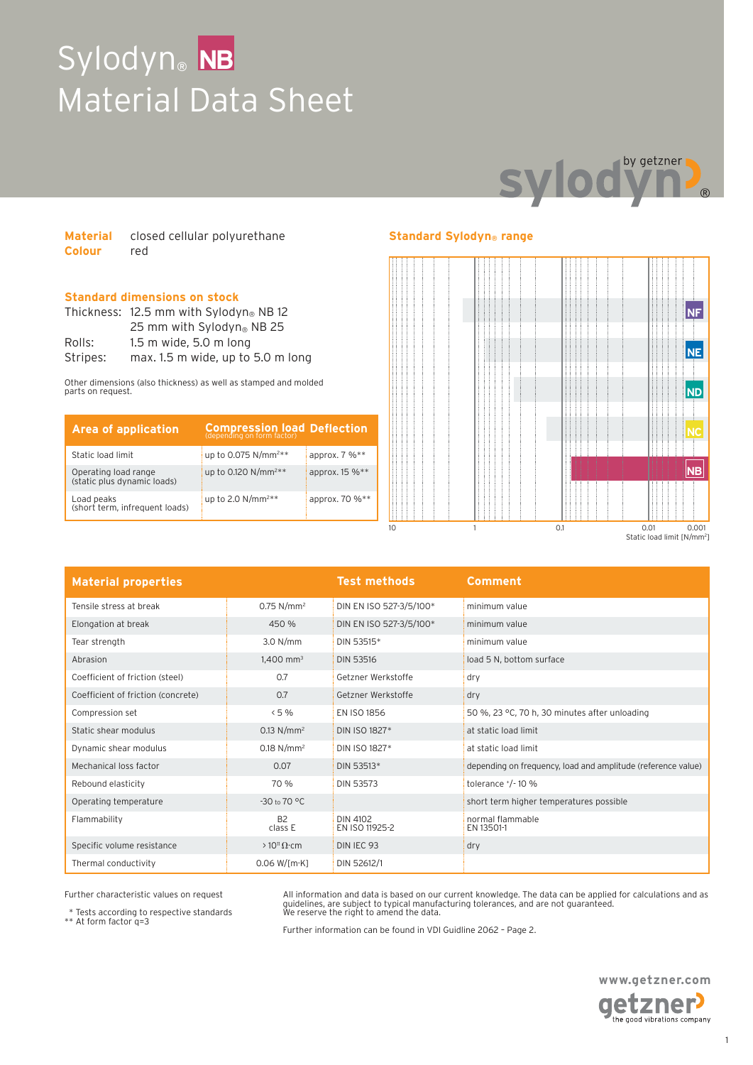# Sylodyn® NB
# Material Data Sheet

**Material** closed cellular polyurethane
**Colour** red

## Standard dimensions on stock

Thickness: 12.5 mm with Sylodyn® NB 12
25 mm with Sylodyn® NB 25
Rolls: 1.5 m wide, 5.0 m long
Stripes: max. 1.5 m wide, up to 5.0 m long

Other dimensions (also thickness) as well as stamped and molded parts on request.

| Area of application | Compression load (depending on form factor) | Deflection |
|---|---|---|
| Static load limit | up to 0.075 N/mm²** | approx. 7 %** |
| Operating load range (static plus dynamic loads) | up to 0.120 N/mm²** | approx. 15 %** |
| Load peaks (short term, infrequent loads) | up to 2.0 N/mm²** | approx. 70 %** |

## Standard Sylodyn® range

NF, NE, ND, NC, NB

10 1 0.1 0.01 0.001
Static load limit [N/mm²]

| Material properties | | Test methods | Comment |
|---|---|---|---|
| Tensile stress at break | 0.75 N/mm² | DIN EN ISO 527-3/5/100* | minimum value |
| Elongation at break | 450 % | DIN EN ISO 527-3/5/100* | minimum value |
| Tear strength | 3.0 N/mm | DIN 53515* | minimum value |
| Abrasion | 1,400 mm³ | DIN 53516 | load 5 N, bottom surface |
| Coefficient of friction (steel) | 0.7 | Getzner Werkstoffe | dry |
| Coefficient of friction (concrete) | 0.7 | Getzner Werkstoffe | dry |
| Compression set | < 5 % | EN ISO 1856 | 50 %, 23 °C, 70 h, 30 minutes after unloading |
| Static shear modulus | 0.13 N/mm² | DIN ISO 1827* | at static load limit |
| Dynamic shear modulus | 0.18 N/mm² | DIN ISO 1827* | at static load limit |
| Mechanical loss factor | 0.07 | DIN 53513* | depending on frequency, load and amplitude (reference value) |
| Rebound elasticity | 70 % | DIN 53573 | tolerance +/- 10 % |
| Operating temperature | -30 to 70 °C | | short term higher temperatures possible |
| Flammability | B2 class E | DIN 4102 EN ISO 11925-2 | normal flammable EN 13501-1 |
| Specific volume resistance | > $10^{11}$ Ω·cm | DIN IEC 93 | dry |
| Thermal conductivity | 0.06 W/[m·K] | DIN 52612/1 | |

Further characteristic values on request

\* Tests according to respective standards
\** At form factor q=3

All information and data is based on our current knowledge. The data can be applied for calculations and as guidelines, are subject to typical manufacturing tolerances, and are not guaranteed.
We reserve the right to amend the data.

Further information can be found in VDI Guideline 2062 – Page 2.

www.getzner.com
getzner – the good vibrations company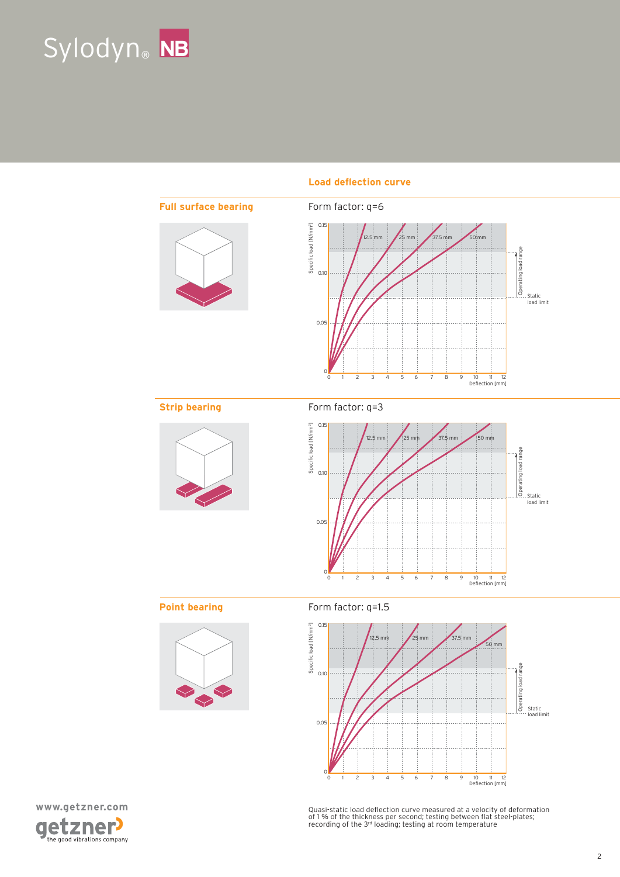# Sylodyn® NB

## Load deflection curve

### Full surface bearing

Form factor: q=6

### Strip bearing

Form factor: q=3

### Point bearing

Form factor: q=1.5

Quasi-static load deflection curve measured at a velocity of deformation of 1 % of the thickness per second; testing between flat steel-plates; recording of the 3rd loading; testing at room temperature

www.getzner.com

getzner the good vibrations company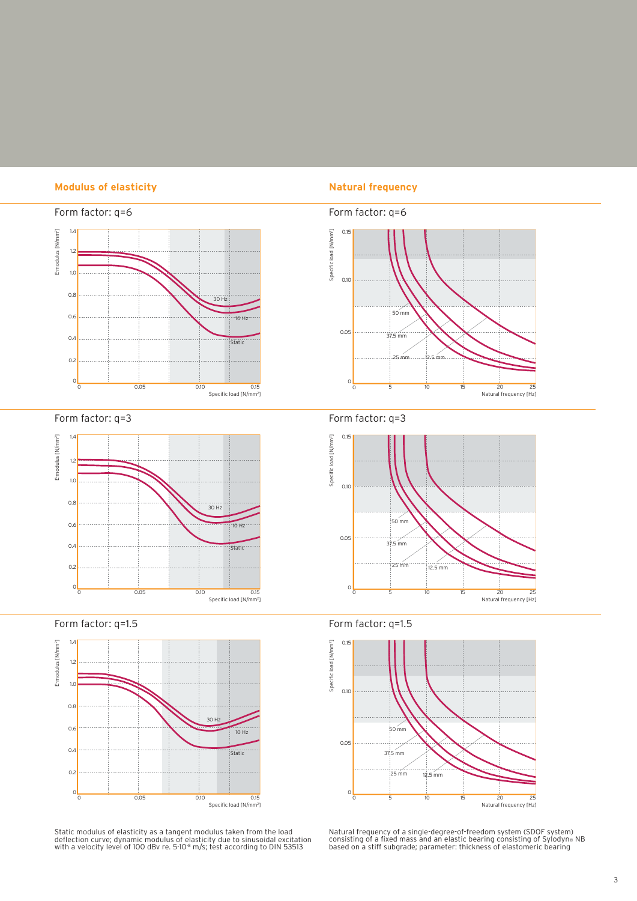## Modulus of elasticity

### Form factor: q=6

E-modulus [N/mm²]

1.4
1.2
1.0
0.8
0.6
0.4
0.2
0

30 Hz
10 Hz
Static

0 0.05 0.10 0.15

Specific load [N/mm²]

### Form factor: q=3

E-modulus [N/mm²]

1.4
1.2
1.0
0.8
0.6
0.4
0.2
0

30 Hz
10 Hz
Static

0 0.05 0.10 0.15

Specific load [N/mm²]

### Form factor: q=1.5

E-modulus [N/mm²]

1.4
1.2
1.0
0.8
0.6
0.4
0.2
0

30 Hz
10 Hz
Static

0 0.05 0.10 0.15

Specific load [N/mm²]

Static modulus of elasticity as a tangent modulus taken from the load deflection curve; dynamic modulus of elasticity due to sinusoidal excitation with a velocity level of 100 dBv re. $5 \cdot 10^{-8}$ m/s; test according to DIN 53513

## Natural frequency

### Form factor: q=6

Specific load [N/mm²]

0.15
0.10
0.05
0

50 mm
37.5 mm
25 mm
12.5 mm

0 5 10 15 20 25

Natural frequency [Hz]

### Form factor: q=3

Specific load [N/mm²]

0.15
0.10
0.05
0

50 mm
37.5 mm
25 mm
12.5 mm

0 5 10 15 20 25

Natural frequency [Hz]

### Form factor: q=1.5

Specific load [N/mm²]

0.15
0.10
0.05
0

50 mm
37.5 mm
25 mm
12.5 mm

0 5 10 15 20 25

Natural frequency [Hz]

Natural frequency of a single-degree-of-freedom system (SDOF system) consisting of a fixed mass and an elastic bearing consisting of Sylodyn® NB based on a stiff subgrade; parameter: thickness of elastomeric bearing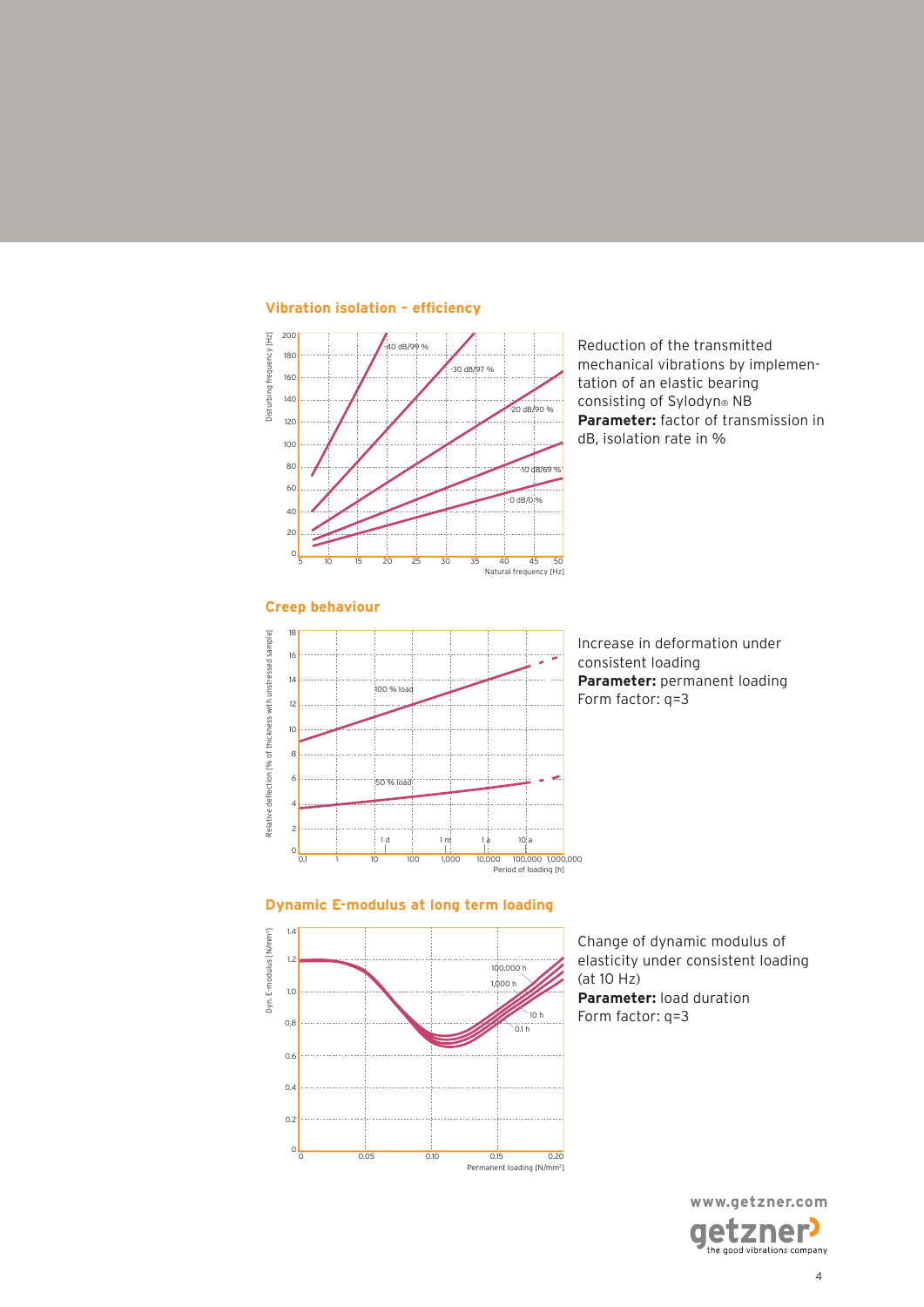## Vibration isolation – efficiency

Disturbing frequency [Hz]

-40 dB/99 %

-30 dB/97 %

-20 dB/90 %

-10 dB/69 %

-0 dB/0 %

Natural frequency [Hz]

Reduction of the transmitted mechanical vibrations by implementation of an elastic bearing consisting of Sylodyn® NB
**Parameter:** factor of transmission in dB, isolation rate in %

## Creep behaviour

Relative deflection [% of thickness with unstressed sample]

100 % load

50 % load

1 d, 1 m, 1 a, 10 a

Period of loading [h]

Increase in deformation under consistent loading
**Parameter:** permanent loading
Form factor: q=3

## Dynamic E-modulus at long term loading

Dyn. E-modulus [N/mm²]

100,000 h

1,000 h

10 h

0.1 h

Permanent loading [N/mm²]

Change of dynamic modulus of elasticity under consistent loading (at 10 Hz)
**Parameter:** load duration
Form factor: q=3

www.getzner.com

getzner – the good vibrations company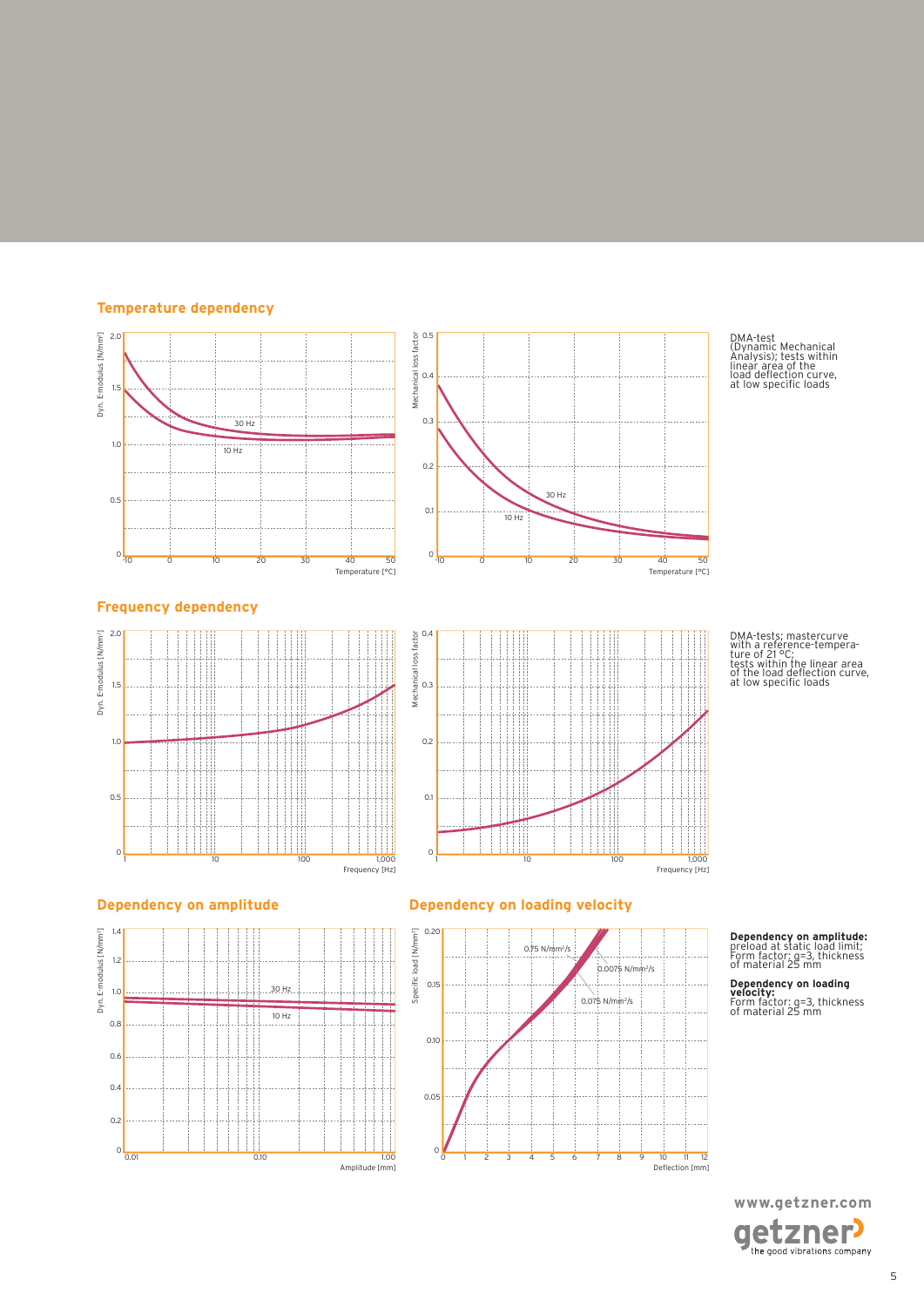## Temperature dependency

DMA-test (Dynamic Mechanical Analysis); tests within linear area of the load deflection curve, at low specific loads

## Frequency dependency

DMA-tests; mastercurve with a reference-temperature of 21 °C; tests within the linear area of the load deflection curve, at low specific loads

## Dependency on amplitude

## Dependency on loading velocity

**Dependency on amplitude:** preload at static load limit; Form factor: q=3, thickness of material 25 mm

**Dependency on loading velocity:** Form factor: q=3, thickness of material 25 mm

www.getzner.com

getzner the good vibrations company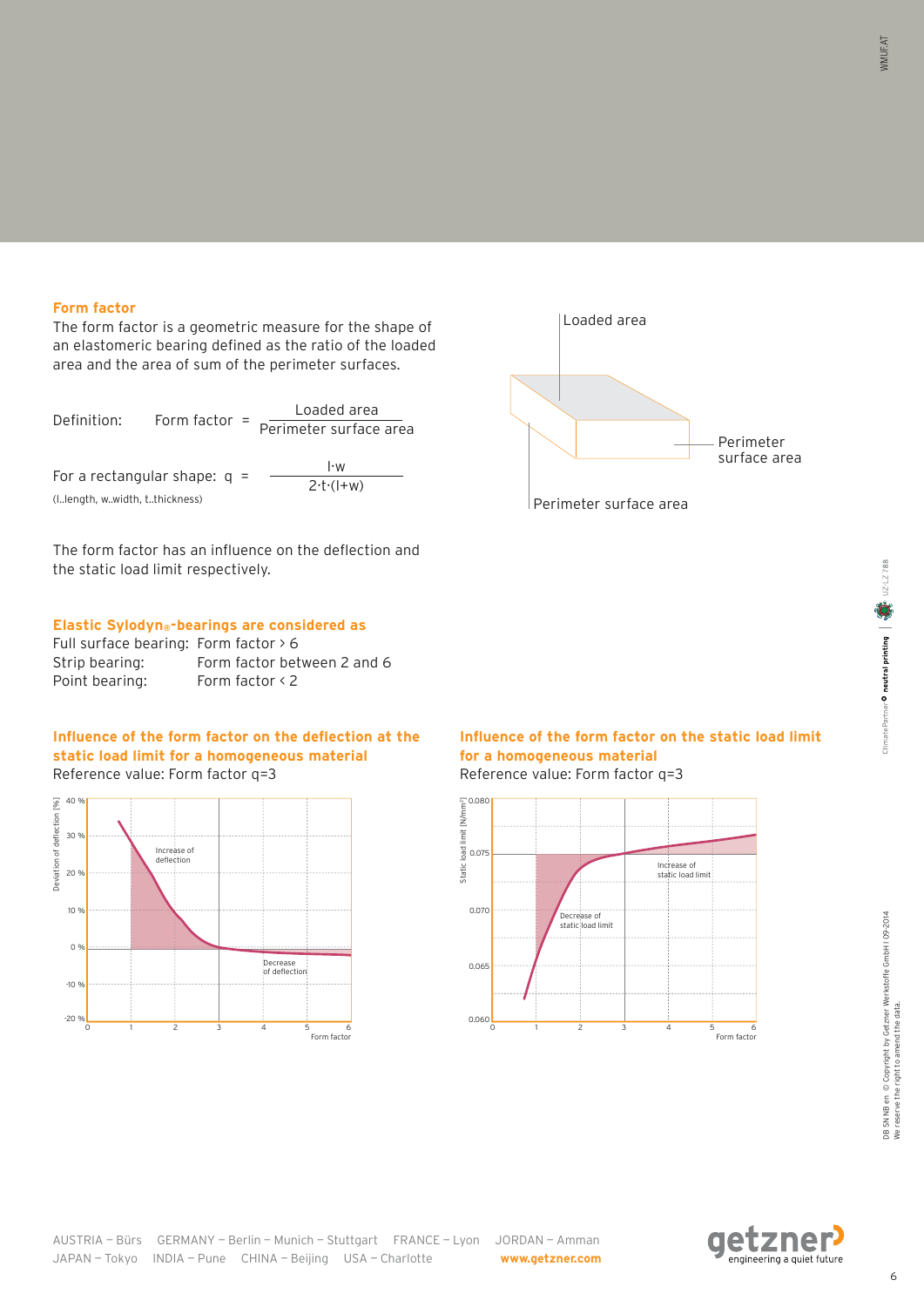## Form factor

The form factor is a geometric measure for the shape of an elastomeric bearing defined as the ratio of the loaded area and the area of sum of the perimeter surfaces.

Definition: $$\text{Form factor} = \frac{\text{Loaded area}}{\text{Perimeter surface area}}$$

For a rectangular shape: $$q = \frac{l \cdot w}{2 \cdot t \cdot (l + w)}$$

(l..length, w..width, t..thickness)

Loaded area

Perimeter surface area

Perimeter surface area

The form factor has an influence on the deflection and the static load limit respectively.

## Elastic Sylodyn®-bearings are considered as

| | |
|---|---|
| Full surface bearing: | Form factor > 6 |
| Strip bearing: | Form factor between 2 and 6 |
| Point bearing: | Form factor < 2 |

## Influence of the form factor on the deflection at the static load limit for a homogeneous material

Reference value: Form factor q=3

Deviation of deflection [%]

40 %
30 %
20 %
10 %
0 %
-10 %
-20 %

0 1 2 3 4 5 6

Form factor

Increase of deflection

Decrease of deflection

## Influence of the form factor on the static load limit for a homogeneous material

Reference value: Form factor q=3

Static load limit [N/mm²]

0.080
0.075
0.070
0.065
0.060

0 1 2 3 4 5 6

Form factor

Increase of static load limit

Decrease of static load limit

DB SN NB en © Copyright by Getzner Werkstoffe GmbH I 09-2014
We reserve the right to amend the data.

AUSTRIA – Bürs GERMANY – Berlin – Munich – Stuttgart FRANCE – Lyon JORDAN – Amman
JAPAN – Tokyo INDIA – Pune CHINA – Beijing USA – Charlotte **www.getzner.com**

getzner engineering a quiet future